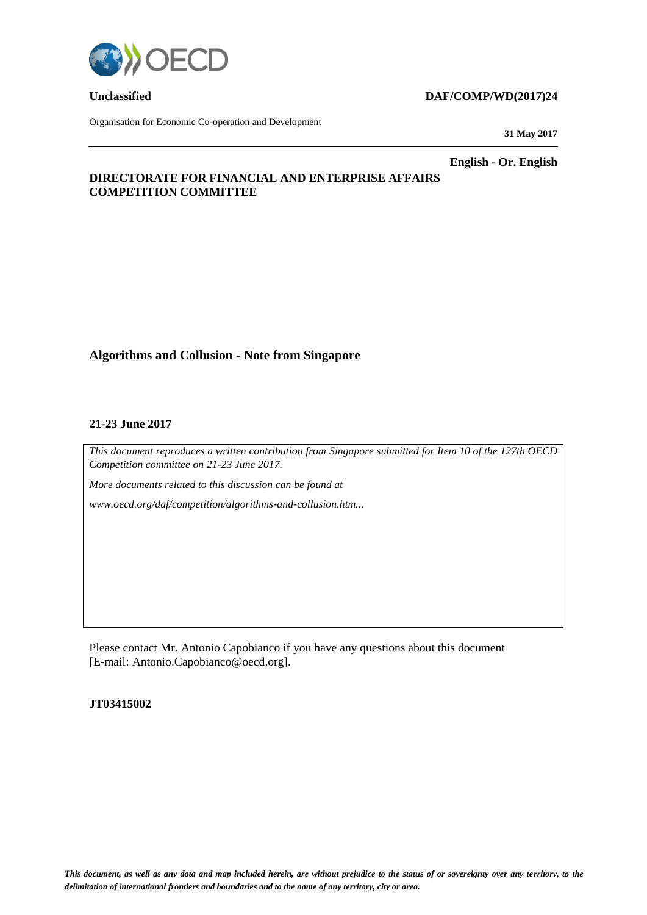**Unclassified** **DAF/COMP/WD(2017)24**

Organisation for Economic Co-operation and Development

**31 May 2017**

**English - Or. English**

**DIRECTORATE FOR FINANCIAL AND ENTERPRISE AFFAIRS**
**COMPETITION COMMITTEE**

# Algorithms and Collusion - Note from Singapore

**21-23 June 2017**

*This document reproduces a written contribution from Singapore submitted for Item 10 of the 127th OECD Competition committee on 21-23 June 2017.*

*More documents related to this discussion can be found at*

*www.oecd.org/daf/competition/algorithms-and-collusion.htm...*

Please contact Mr. Antonio Capobianco if you have any questions about this document [E-mail: Antonio.Capobianco@oecd.org].

**JT03415002**

***This document, as well as any data and map included herein, are without prejudice to the status of or sovereignty over any territory, to the delimitation of international frontiers and boundaries and to the name of any territory, city or area.***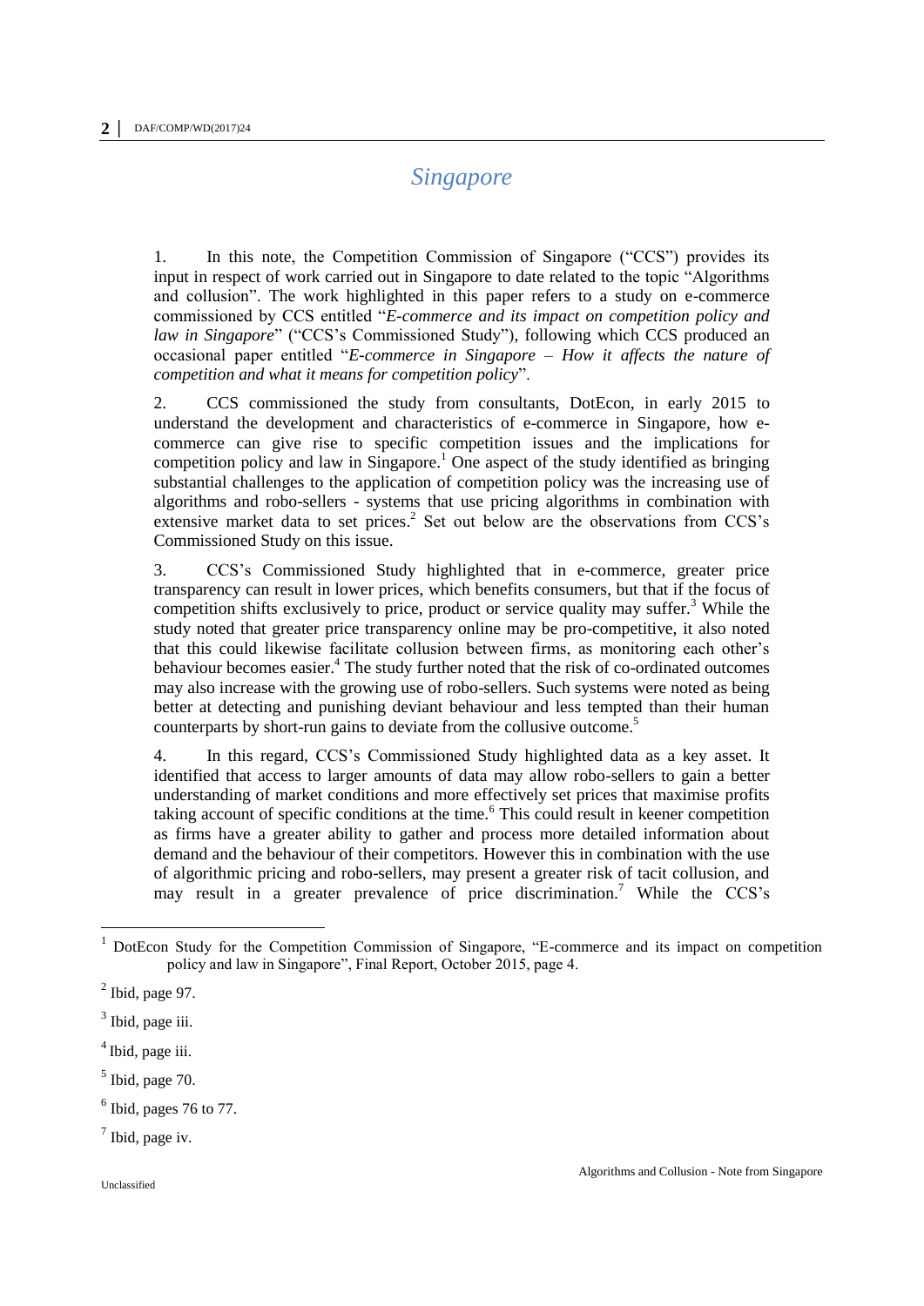# *Singapore*

1. In this note, the Competition Commission of Singapore ("CCS") provides its input in respect of work carried out in Singapore to date related to the topic "Algorithms and collusion". The work highlighted in this paper refers to a study on e-commerce commissioned by CCS entitled "*E-commerce and its impact on competition policy and law in Singapore*" ("CCS's Commissioned Study"), following which CCS produced an occasional paper entitled "*E-commerce in Singapore – How it affects the nature of competition and what it means for competition policy*".

2. CCS commissioned the study from consultants, DotEcon, in early 2015 to understand the development and characteristics of e-commerce in Singapore, how e-commerce can give rise to specific competition issues and the implications for competition policy and law in Singapore.[1] One aspect of the study identified as bringing substantial challenges to the application of competition policy was the increasing use of algorithms and robo-sellers - systems that use pricing algorithms in combination with extensive market data to set prices.[2] Set out below are the observations from CCS's Commissioned Study on this issue.

3. CCS's Commissioned Study highlighted that in e-commerce, greater price transparency can result in lower prices, which benefits consumers, but that if the focus of competition shifts exclusively to price, product or service quality may suffer.[3] While the study noted that greater price transparency online may be pro-competitive, it also noted that this could likewise facilitate collusion between firms, as monitoring each other's behaviour becomes easier.[4] The study further noted that the risk of co-ordinated outcomes may also increase with the growing use of robo-sellers. Such systems were noted as being better at detecting and punishing deviant behaviour and less tempted than their human counterparts by short-run gains to deviate from the collusive outcome.[5]

4. In this regard, CCS's Commissioned Study highlighted data as a key asset. It identified that access to larger amounts of data may allow robo-sellers to gain a better understanding of market conditions and more effectively set prices that maximise profits taking account of specific conditions at the time.[6] This could result in keener competition as firms have a greater ability to gather and process more detailed information about demand and the behaviour of their competitors. However this in combination with the use of algorithmic pricing and robo-sellers, may present a greater risk of tacit collusion, and may result in a greater prevalence of price discrimination.[7] While the CCS's

---

[1] DotEcon Study for the Competition Commission of Singapore, "E-commerce and its impact on competition policy and law in Singapore", Final Report, October 2015, page 4.

[2] Ibid, page 97.

[3] Ibid, page iii.

[4] Ibid, page iii.

[5] Ibid, page 70.

[6] Ibid, pages 76 to 77.

[7] Ibid, page iv.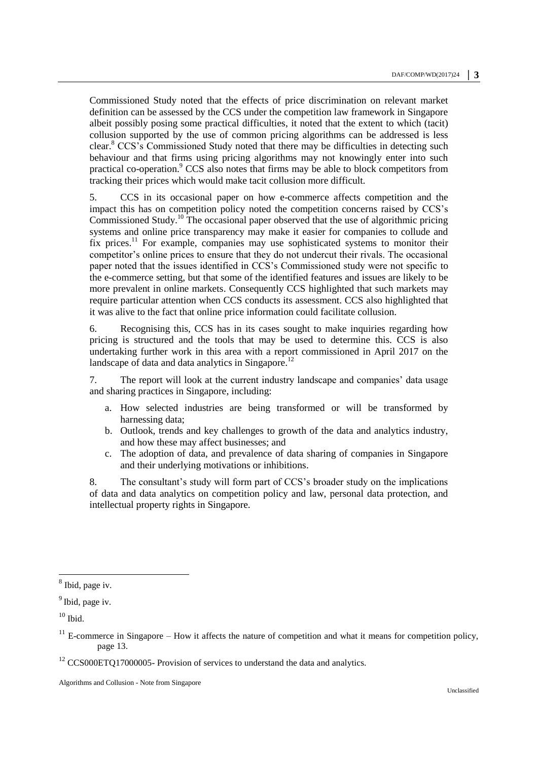Commissioned Study noted that the effects of price discrimination on relevant market definition can be assessed by the CCS under the competition law framework in Singapore albeit possibly posing some practical difficulties, it noted that the extent to which (tacit) collusion supported by the use of common pricing algorithms can be addressed is less clear.[8] CCS's Commissioned Study noted that there may be difficulties in detecting such behaviour and that firms using pricing algorithms may not knowingly enter into such practical co-operation.[9] CCS also notes that firms may be able to block competitors from tracking their prices which would make tacit collusion more difficult.

5. CCS in its occasional paper on how e-commerce affects competition and the impact this has on competition policy noted the competition concerns raised by CCS's Commissioned Study.[10] The occasional paper observed that the use of algorithmic pricing systems and online price transparency may make it easier for companies to collude and fix prices.[11] For example, companies may use sophisticated systems to monitor their competitor's online prices to ensure that they do not undercut their rivals. The occasional paper noted that the issues identified in CCS's Commissioned study were not specific to the e-commerce setting, but that some of the identified features and issues are likely to be more prevalent in online markets. Consequently CCS highlighted that such markets may require particular attention when CCS conducts its assessment. CCS also highlighted that it was alive to the fact that online price information could facilitate collusion.

6. Recognising this, CCS has in its cases sought to make inquiries regarding how pricing is structured and the tools that may be used to determine this. CCS is also undertaking further work in this area with a report commissioned in April 2017 on the landscape of data and data analytics in Singapore.[12]

7. The report will look at the current industry landscape and companies' data usage and sharing practices in Singapore, including:

a. How selected industries are being transformed or will be transformed by harnessing data;
b. Outlook, trends and key challenges to growth of the data and analytics industry, and how these may affect businesses; and
c. The adoption of data, and prevalence of data sharing of companies in Singapore and their underlying motivations or inhibitions.

8. The consultant's study will form part of CCS's broader study on the implications of data and data analytics on competition policy and law, personal data protection, and intellectual property rights in Singapore.

---

[8] Ibid, page iv.

[9] Ibid, page iv.

[10] Ibid.

[11] E-commerce in Singapore – How it affects the nature of competition and what it means for competition policy, page 13.

[12] CCS000ETQ17000005- Provision of services to understand the data and analytics.